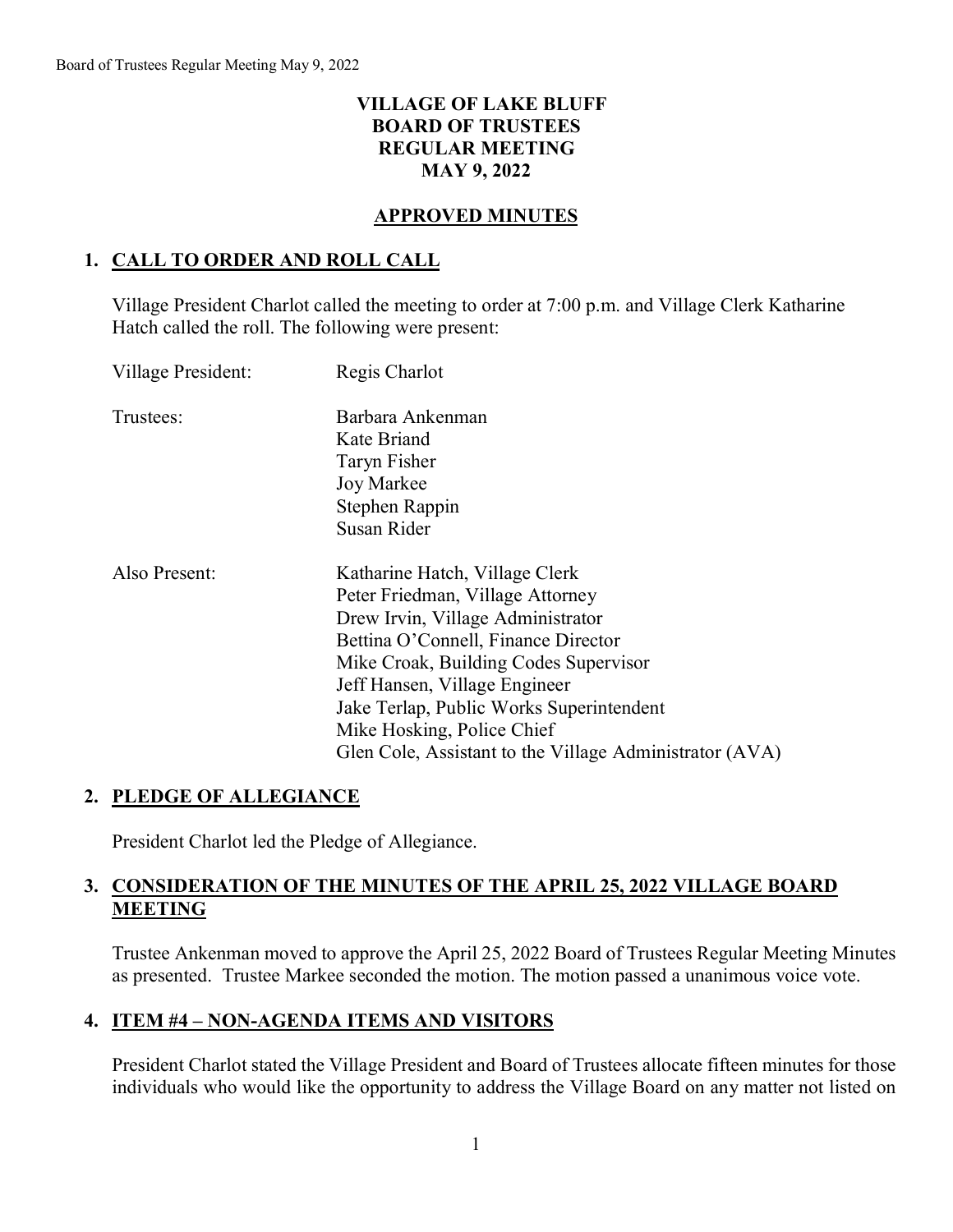# VILLAGE OF LAKE BLUFF
# BOARD OF TRUSTEES
# REGULAR MEETING
# MAY 9, 2022

## APPROVED MINUTES

### 1. CALL TO ORDER AND ROLL CALL

Village President Charlot called the meeting to order at 7:00 p.m. and Village Clerk Katharine Hatch called the roll. The following were present:

| | |
|---|---|
| Village President: | Regis Charlot |
| Trustees: | Barbara Ankenman<br>Kate Briand<br>Taryn Fisher<br>Joy Markee<br>Stephen Rappin<br>Susan Rider |
| Also Present: | Katharine Hatch, Village Clerk<br>Peter Friedman, Village Attorney<br>Drew Irvin, Village Administrator<br>Bettina O'Connell, Finance Director<br>Mike Croak, Building Codes Supervisor<br>Jeff Hansen, Village Engineer<br>Jake Terlap, Public Works Superintendent<br>Mike Hosking, Police Chief<br>Glen Cole, Assistant to the Village Administrator (AVA) |

### 2. PLEDGE OF ALLEGIANCE

President Charlot led the Pledge of Allegiance.

### 3. CONSIDERATION OF THE MINUTES OF THE APRIL 25, 2022 VILLAGE BOARD MEETING

Trustee Ankenman moved to approve the April 25, 2022 Board of Trustees Regular Meeting Minutes as presented. Trustee Markee seconded the motion. The motion passed a unanimous voice vote.

### 4. ITEM #4 – NON-AGENDA ITEMS AND VISITORS

President Charlot stated the Village President and Board of Trustees allocate fifteen minutes for those individuals who would like the opportunity to address the Village Board on any matter not listed on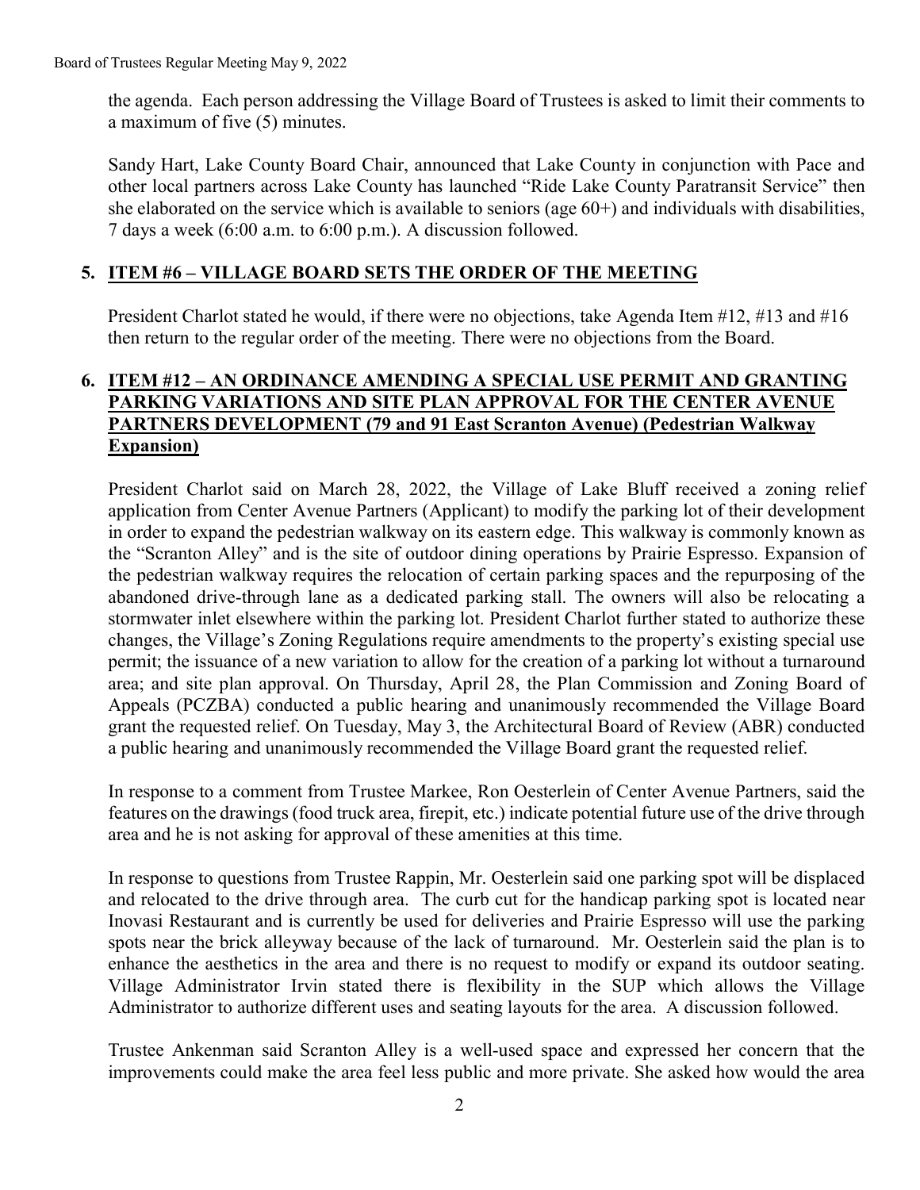the agenda. Each person addressing the Village Board of Trustees is asked to limit their comments to a maximum of five (5) minutes.

Sandy Hart, Lake County Board Chair, announced that Lake County in conjunction with Pace and other local partners across Lake County has launched "Ride Lake County Paratransit Service" then she elaborated on the service which is available to seniors (age 60+) and individuals with disabilities, 7 days a week (6:00 a.m. to 6:00 p.m.). A discussion followed.

## 5. ITEM #6 – VILLAGE BOARD SETS THE ORDER OF THE MEETING

President Charlot stated he would, if there were no objections, take Agenda Item #12, #13 and #16 then return to the regular order of the meeting. There were no objections from the Board.

## 6. ITEM #12 – AN ORDINANCE AMENDING A SPECIAL USE PERMIT AND GRANTING PARKING VARIATIONS AND SITE PLAN APPROVAL FOR THE CENTER AVENUE PARTNERS DEVELOPMENT (79 and 91 East Scranton Avenue) (Pedestrian Walkway Expansion)

President Charlot said on March 28, 2022, the Village of Lake Bluff received a zoning relief application from Center Avenue Partners (Applicant) to modify the parking lot of their development in order to expand the pedestrian walkway on its eastern edge. This walkway is commonly known as the "Scranton Alley" and is the site of outdoor dining operations by Prairie Espresso. Expansion of the pedestrian walkway requires the relocation of certain parking spaces and the repurposing of the abandoned drive-through lane as a dedicated parking stall. The owners will also be relocating a stormwater inlet elsewhere within the parking lot. President Charlot further stated to authorize these changes, the Village's Zoning Regulations require amendments to the property's existing special use permit; the issuance of a new variation to allow for the creation of a parking lot without a turnaround area; and site plan approval. On Thursday, April 28, the Plan Commission and Zoning Board of Appeals (PCZBA) conducted a public hearing and unanimously recommended the Village Board grant the requested relief. On Tuesday, May 3, the Architectural Board of Review (ABR) conducted a public hearing and unanimously recommended the Village Board grant the requested relief.

In response to a comment from Trustee Markee, Ron Oesterlein of Center Avenue Partners, said the features on the drawings (food truck area, firepit, etc.) indicate potential future use of the drive through area and he is not asking for approval of these amenities at this time.

In response to questions from Trustee Rappin, Mr. Oesterlein said one parking spot will be displaced and relocated to the drive through area. The curb cut for the handicap parking spot is located near Inovasi Restaurant and is currently be used for deliveries and Prairie Espresso will use the parking spots near the brick alleyway because of the lack of turnaround. Mr. Oesterlein said the plan is to enhance the aesthetics in the area and there is no request to modify or expand its outdoor seating. Village Administrator Irvin stated there is flexibility in the SUP which allows the Village Administrator to authorize different uses and seating layouts for the area. A discussion followed.

Trustee Ankenman said Scranton Alley is a well-used space and expressed her concern that the improvements could make the area feel less public and more private. She asked how would the area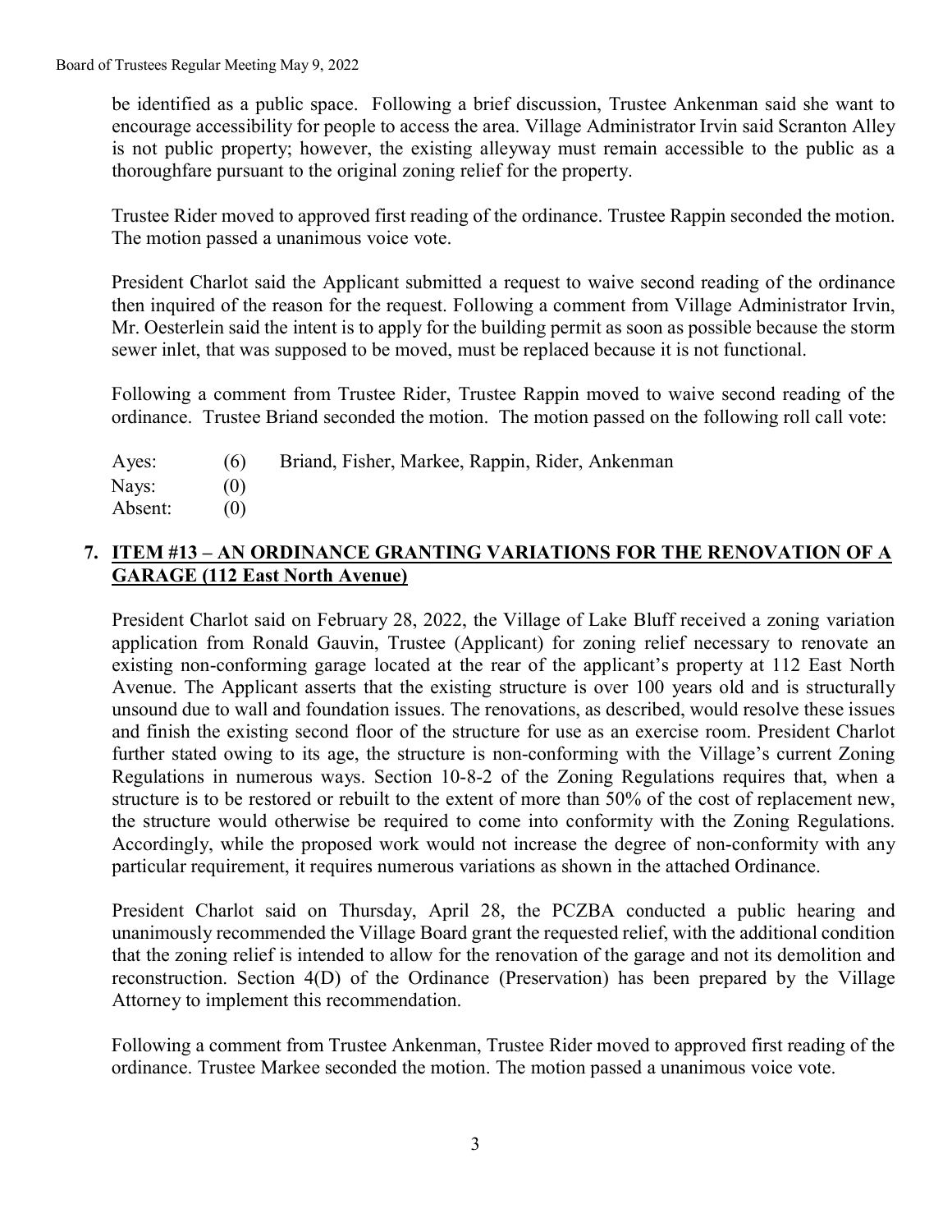be identified as a public space. Following a brief discussion, Trustee Ankenman said she want to encourage accessibility for people to access the area. Village Administrator Irvin said Scranton Alley is not public property; however, the existing alleyway must remain accessible to the public as a thoroughfare pursuant to the original zoning relief for the property.

Trustee Rider moved to approved first reading of the ordinance. Trustee Rappin seconded the motion. The motion passed a unanimous voice vote.

President Charlot said the Applicant submitted a request to waive second reading of the ordinance then inquired of the reason for the request. Following a comment from Village Administrator Irvin, Mr. Oesterlein said the intent is to apply for the building permit as soon as possible because the storm sewer inlet, that was supposed to be moved, must be replaced because it is not functional.

Following a comment from Trustee Rider, Trustee Rappin moved to waive second reading of the ordinance. Trustee Briand seconded the motion. The motion passed on the following roll call vote:

| | | |
|---|---|---|
| Ayes: | (6) | Briand, Fisher, Markee, Rappin, Rider, Ankenman |
| Nays: | (0) | |
| Absent: | (0) | |

**7. ITEM #13 – AN ORDINANCE GRANTING VARIATIONS FOR THE RENOVATION OF A GARAGE (112 East North Avenue)**

President Charlot said on February 28, 2022, the Village of Lake Bluff received a zoning variation application from Ronald Gauvin, Trustee (Applicant) for zoning relief necessary to renovate an existing non-conforming garage located at the rear of the applicant's property at 112 East North Avenue. The Applicant asserts that the existing structure is over 100 years old and is structurally unsound due to wall and foundation issues. The renovations, as described, would resolve these issues and finish the existing second floor of the structure for use as an exercise room. President Charlot further stated owing to its age, the structure is non-conforming with the Village's current Zoning Regulations in numerous ways. Section 10-8-2 of the Zoning Regulations requires that, when a structure is to be restored or rebuilt to the extent of more than 50% of the cost of replacement new, the structure would otherwise be required to come into conformity with the Zoning Regulations. Accordingly, while the proposed work would not increase the degree of non-conformity with any particular requirement, it requires numerous variations as shown in the attached Ordinance.

President Charlot said on Thursday, April 28, the PCZBA conducted a public hearing and unanimously recommended the Village Board grant the requested relief, with the additional condition that the zoning relief is intended to allow for the renovation of the garage and not its demolition and reconstruction. Section 4(D) of the Ordinance (Preservation) has been prepared by the Village Attorney to implement this recommendation.

Following a comment from Trustee Ankenman, Trustee Rider moved to approved first reading of the ordinance. Trustee Markee seconded the motion. The motion passed a unanimous voice vote.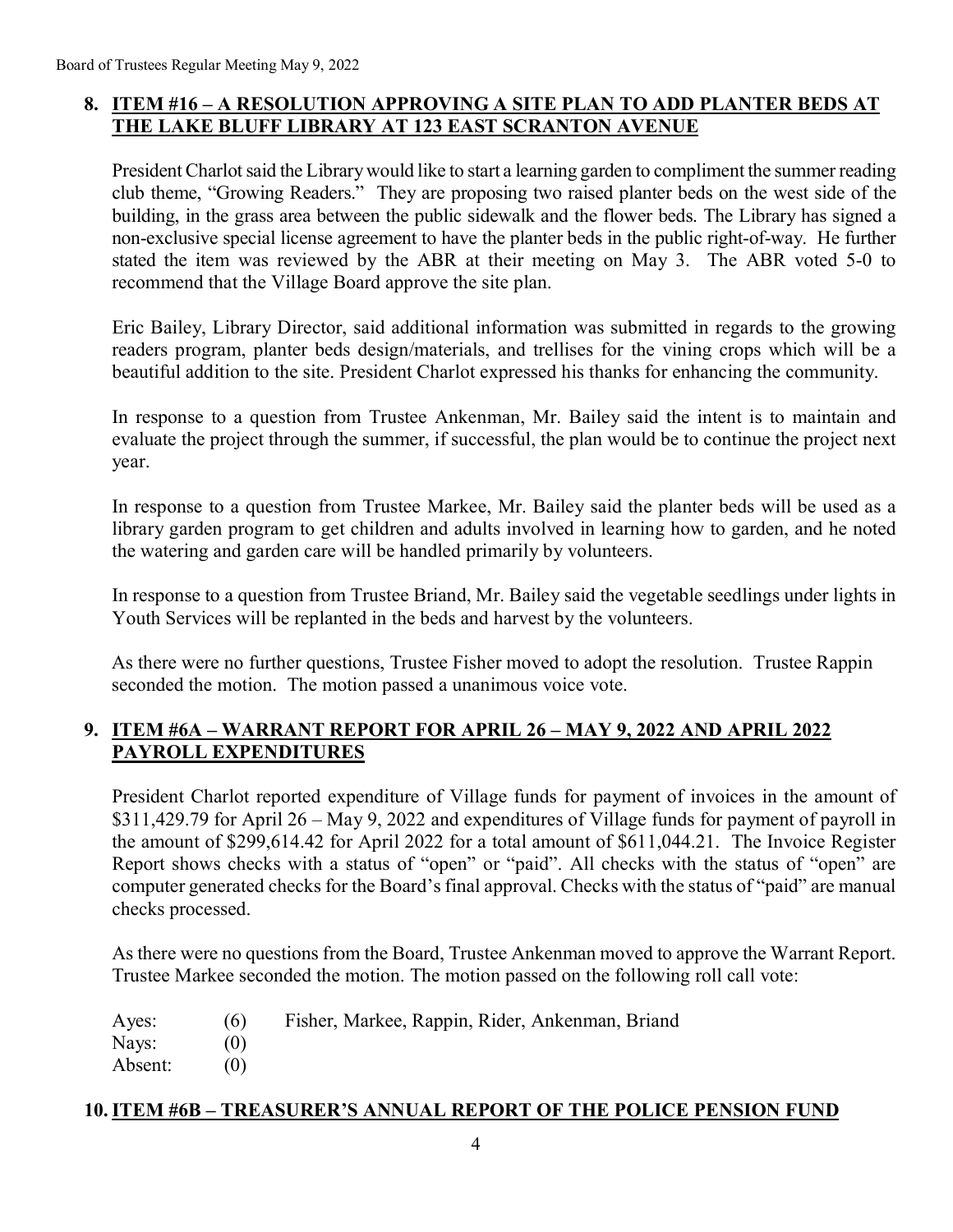**8. ITEM #16 – A RESOLUTION APPROVING A SITE PLAN TO ADD PLANTER BEDS AT THE LAKE BLUFF LIBRARY AT 123 EAST SCRANTON AVENUE**

President Charlot said the Library would like to start a learning garden to compliment the summer reading club theme, "Growing Readers." They are proposing two raised planter beds on the west side of the building, in the grass area between the public sidewalk and the flower beds. The Library has signed a non-exclusive special license agreement to have the planter beds in the public right-of-way. He further stated the item was reviewed by the ABR at their meeting on May 3. The ABR voted 5-0 to recommend that the Village Board approve the site plan.

Eric Bailey, Library Director, said additional information was submitted in regards to the growing readers program, planter beds design/materials, and trellises for the vining crops which will be a beautiful addition to the site. President Charlot expressed his thanks for enhancing the community.

In response to a question from Trustee Ankenman, Mr. Bailey said the intent is to maintain and evaluate the project through the summer, if successful, the plan would be to continue the project next year.

In response to a question from Trustee Markee, Mr. Bailey said the planter beds will be used as a library garden program to get children and adults involved in learning how to garden, and he noted the watering and garden care will be handled primarily by volunteers.

In response to a question from Trustee Briand, Mr. Bailey said the vegetable seedlings under lights in Youth Services will be replanted in the beds and harvest by the volunteers.

As there were no further questions, Trustee Fisher moved to adopt the resolution. Trustee Rappin seconded the motion. The motion passed a unanimous voice vote.

**9. ITEM #6A – WARRANT REPORT FOR APRIL 26 – MAY 9, 2022 AND APRIL 2022 PAYROLL EXPENDITURES**

President Charlot reported expenditure of Village funds for payment of invoices in the amount of $311,429.79 for April 26 – May 9, 2022 and expenditures of Village funds for payment of payroll in the amount of $299,614.42 for April 2022 for a total amount of $611,044.21. The Invoice Register Report shows checks with a status of "open" or "paid". All checks with the status of "open" are computer generated checks for the Board's final approval. Checks with the status of "paid" are manual checks processed.

As there were no questions from the Board, Trustee Ankenman moved to approve the Warrant Report. Trustee Markee seconded the motion. The motion passed on the following roll call vote:

Ayes: (6) Fisher, Markee, Rappin, Rider, Ankenman, Briand
Nays: (0)
Absent: (0)

**10. ITEM #6B – TREASURER'S ANNUAL REPORT OF THE POLICE PENSION FUND**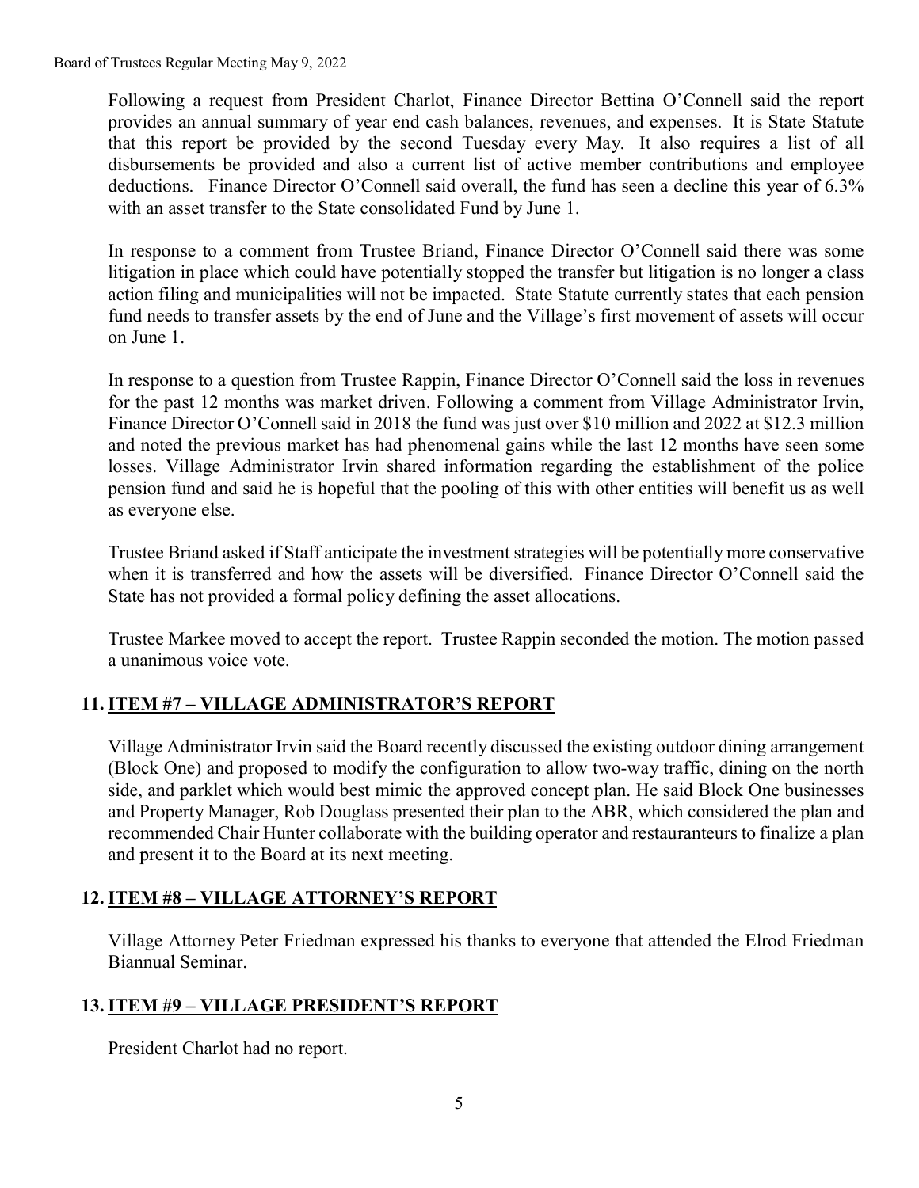Following a request from President Charlot, Finance Director Bettina O'Connell said the report provides an annual summary of year end cash balances, revenues, and expenses. It is State Statute that this report be provided by the second Tuesday every May. It also requires a list of all disbursements be provided and also a current list of active member contributions and employee deductions. Finance Director O'Connell said overall, the fund has seen a decline this year of 6.3% with an asset transfer to the State consolidated Fund by June 1.

In response to a comment from Trustee Briand, Finance Director O'Connell said there was some litigation in place which could have potentially stopped the transfer but litigation is no longer a class action filing and municipalities will not be impacted. State Statute currently states that each pension fund needs to transfer assets by the end of June and the Village's first movement of assets will occur on June 1.

In response to a question from Trustee Rappin, Finance Director O'Connell said the loss in revenues for the past 12 months was market driven. Following a comment from Village Administrator Irvin, Finance Director O'Connell said in 2018 the fund was just over $10 million and 2022 at $12.3 million and noted the previous market has had phenomenal gains while the last 12 months have seen some losses. Village Administrator Irvin shared information regarding the establishment of the police pension fund and said he is hopeful that the pooling of this with other entities will benefit us as well as everyone else.

Trustee Briand asked if Staff anticipate the investment strategies will be potentially more conservative when it is transferred and how the assets will be diversified. Finance Director O'Connell said the State has not provided a formal policy defining the asset allocations.

Trustee Markee moved to accept the report. Trustee Rappin seconded the motion. The motion passed a unanimous voice vote.

## 11. ITEM #7 – VILLAGE ADMINISTRATOR'S REPORT

Village Administrator Irvin said the Board recently discussed the existing outdoor dining arrangement (Block One) and proposed to modify the configuration to allow two-way traffic, dining on the north side, and parklet which would best mimic the approved concept plan. He said Block One businesses and Property Manager, Rob Douglass presented their plan to the ABR, which considered the plan and recommended Chair Hunter collaborate with the building operator and restauranteurs to finalize a plan and present it to the Board at its next meeting.

## 12. ITEM #8 – VILLAGE ATTORNEY'S REPORT

Village Attorney Peter Friedman expressed his thanks to everyone that attended the Elrod Friedman Biannual Seminar.

## 13. ITEM #9 – VILLAGE PRESIDENT'S REPORT

President Charlot had no report.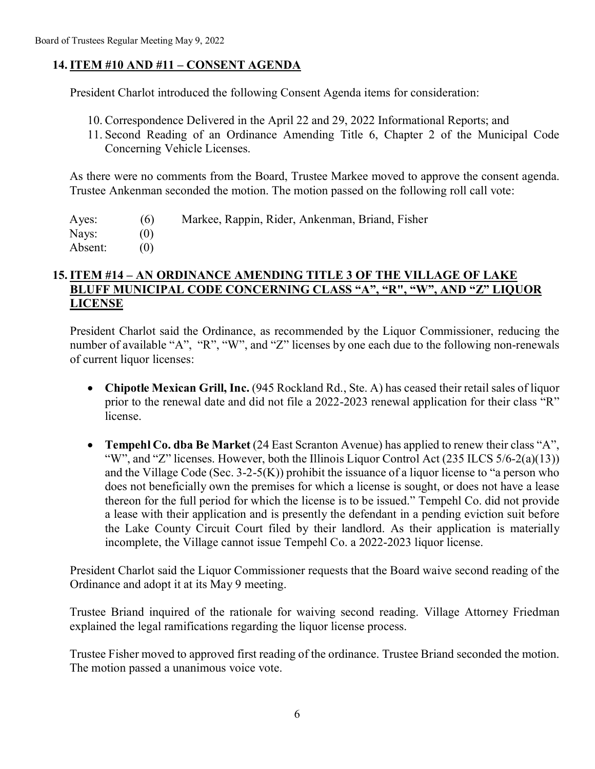## 14. ITEM #10 AND #11 – CONSENT AGENDA

President Charlot introduced the following Consent Agenda items for consideration:

10. Correspondence Delivered in the April 22 and 29, 2022 Informational Reports; and
11. Second Reading of an Ordinance Amending Title 6, Chapter 2 of the Municipal Code Concerning Vehicle Licenses.

As there were no comments from the Board, Trustee Markee moved to approve the consent agenda. Trustee Ankenman seconded the motion. The motion passed on the following roll call vote:

| | | |
|---|---|---|
| Ayes: | (6) | Markee, Rappin, Rider, Ankenman, Briand, Fisher |
| Nays: | (0) | |
| Absent: | (0) | |

## 15. ITEM #14 – AN ORDINANCE AMENDING TITLE 3 OF THE VILLAGE OF LAKE BLUFF MUNICIPAL CODE CONCERNING CLASS "A", "R", "W", AND "Z" LIQUOR LICENSE

President Charlot said the Ordinance, as recommended by the Liquor Commissioner, reducing the number of available "A", "R", "W", and "Z" licenses by one each due to the following non-renewals of current liquor licenses:

- **Chipotle Mexican Grill, Inc.** (945 Rockland Rd., Ste. A) has ceased their retail sales of liquor prior to the renewal date and did not file a 2022-2023 renewal application for their class "R" license.
- **Tempehl Co. dba Be Market** (24 East Scranton Avenue) has applied to renew their class "A", "W", and "Z" licenses. However, both the Illinois Liquor Control Act (235 ILCS 5/6-2(a)(13)) and the Village Code (Sec. 3-2-5(K)) prohibit the issuance of a liquor license to "a person who does not beneficially own the premises for which a license is sought, or does not have a lease thereon for the full period for which the license is to be issued." Tempehl Co. did not provide a lease with their application and is presently the defendant in a pending eviction suit before the Lake County Circuit Court filed by their landlord. As their application is materially incomplete, the Village cannot issue Tempehl Co. a 2022-2023 liquor license.

President Charlot said the Liquor Commissioner requests that the Board waive second reading of the Ordinance and adopt it at its May 9 meeting.

Trustee Briand inquired of the rationale for waiving second reading. Village Attorney Friedman explained the legal ramifications regarding the liquor license process.

Trustee Fisher moved to approved first reading of the ordinance. Trustee Briand seconded the motion. The motion passed a unanimous voice vote.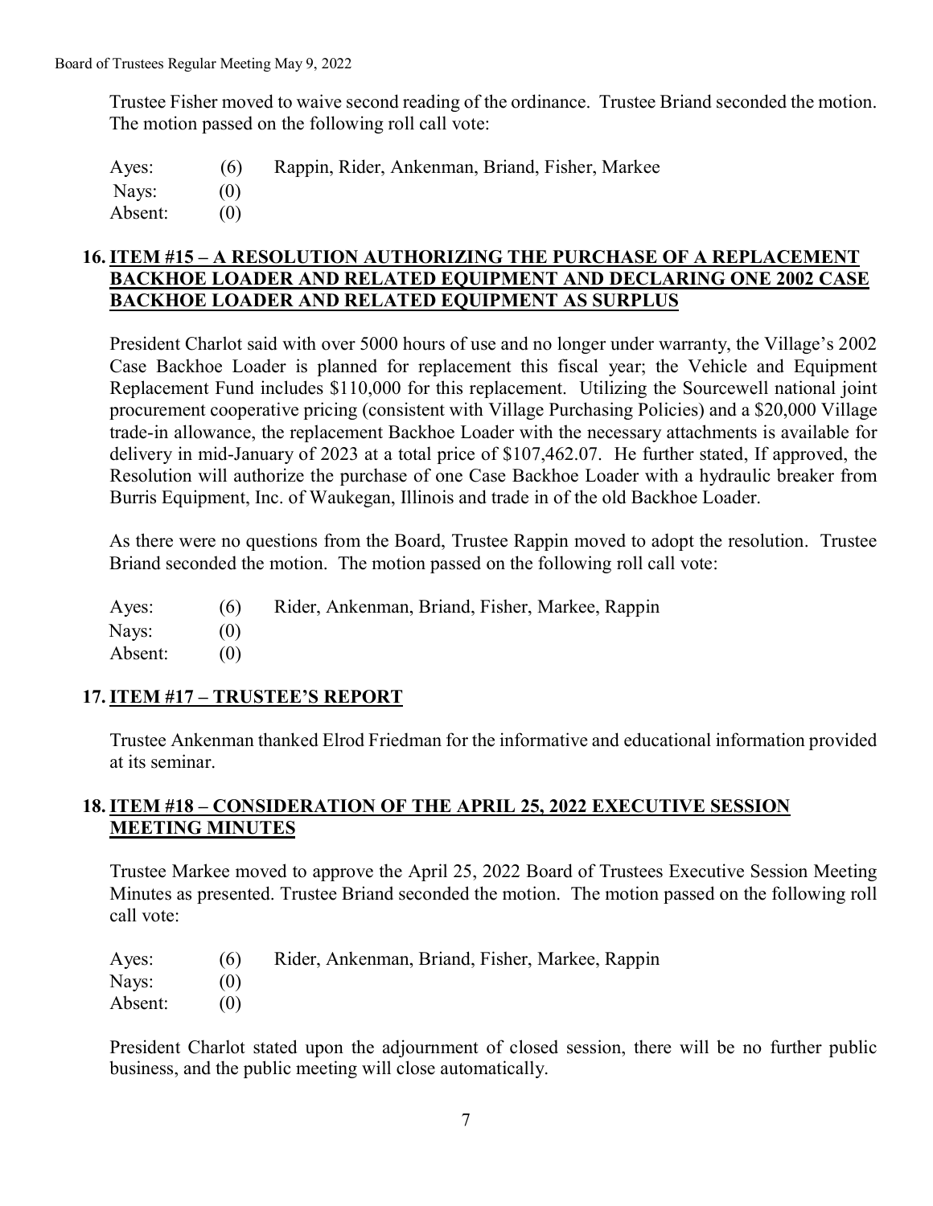Trustee Fisher moved to waive second reading of the ordinance. Trustee Briand seconded the motion. The motion passed on the following roll call vote:

| | | |
|---|---|---|
| Ayes: | (6) | Rappin, Rider, Ankenman, Briand, Fisher, Markee |
| Nays: | (0) | |
| Absent: | (0) | |

## 16. ITEM #15 – A RESOLUTION AUTHORIZING THE PURCHASE OF A REPLACEMENT BACKHOE LOADER AND RELATED EQUIPMENT AND DECLARING ONE 2002 CASE BACKHOE LOADER AND RELATED EQUIPMENT AS SURPLUS

President Charlot said with over 5000 hours of use and no longer under warranty, the Village's 2002 Case Backhoe Loader is planned for replacement this fiscal year; the Vehicle and Equipment Replacement Fund includes $110,000 for this replacement. Utilizing the Sourcewell national joint procurement cooperative pricing (consistent with Village Purchasing Policies) and a $20,000 Village trade-in allowance, the replacement Backhoe Loader with the necessary attachments is available for delivery in mid-January of 2023 at a total price of $107,462.07. He further stated, If approved, the Resolution will authorize the purchase of one Case Backhoe Loader with a hydraulic breaker from Burris Equipment, Inc. of Waukegan, Illinois and trade in of the old Backhoe Loader.

As there were no questions from the Board, Trustee Rappin moved to adopt the resolution. Trustee Briand seconded the motion. The motion passed on the following roll call vote:

| | | |
|---|---|---|
| Ayes: | (6) | Rider, Ankenman, Briand, Fisher, Markee, Rappin |
| Nays: | (0) | |
| Absent: | (0) | |

## 17. ITEM #17 – TRUSTEE'S REPORT

Trustee Ankenman thanked Elrod Friedman for the informative and educational information provided at its seminar.

## 18. ITEM #18 – CONSIDERATION OF THE APRIL 25, 2022 EXECUTIVE SESSION MEETING MINUTES

Trustee Markee moved to approve the April 25, 2022 Board of Trustees Executive Session Meeting Minutes as presented. Trustee Briand seconded the motion. The motion passed on the following roll call vote:

| | | |
|---|---|---|
| Ayes: | (6) | Rider, Ankenman, Briand, Fisher, Markee, Rappin |
| Nays: | (0) | |
| Absent: | (0) | |

President Charlot stated upon the adjournment of closed session, there will be no further public business, and the public meeting will close automatically.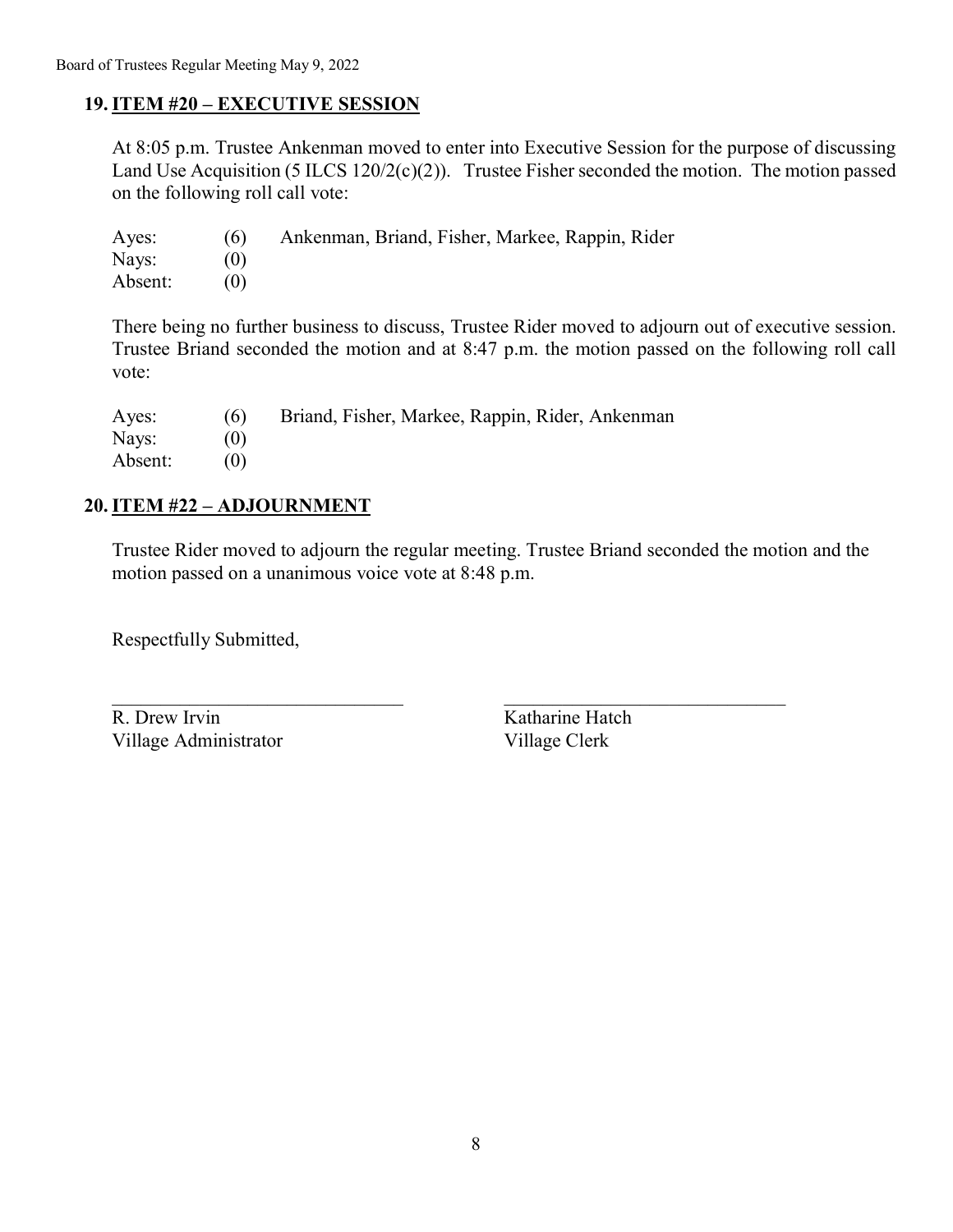## 19. ITEM #20 – EXECUTIVE SESSION

At 8:05 p.m. Trustee Ankenman moved to enter into Executive Session for the purpose of discussing Land Use Acquisition (5 ILCS 120/2(c)(2)). Trustee Fisher seconded the motion. The motion passed on the following roll call vote:

| | | |
|---|---|---|
| Ayes: | (6) | Ankenman, Briand, Fisher, Markee, Rappin, Rider |
| Nays: | (0) | |
| Absent: | (0) | |

There being no further business to discuss, Trustee Rider moved to adjourn out of executive session. Trustee Briand seconded the motion and at 8:47 p.m. the motion passed on the following roll call vote:

| | | |
|---|---|---|
| Ayes: | (6) | Briand, Fisher, Markee, Rappin, Rider, Ankenman |
| Nays: | (0) | |
| Absent: | (0) | |

## 20. ITEM #22 – ADJOURNMENT

Trustee Rider moved to adjourn the regular meeting. Trustee Briand seconded the motion and the motion passed on a unanimous voice vote at 8:48 p.m.

Respectfully Submitted,

| | |
|---|---|
| R. Drew Irvin | Katharine Hatch |
| Village Administrator | Village Clerk |